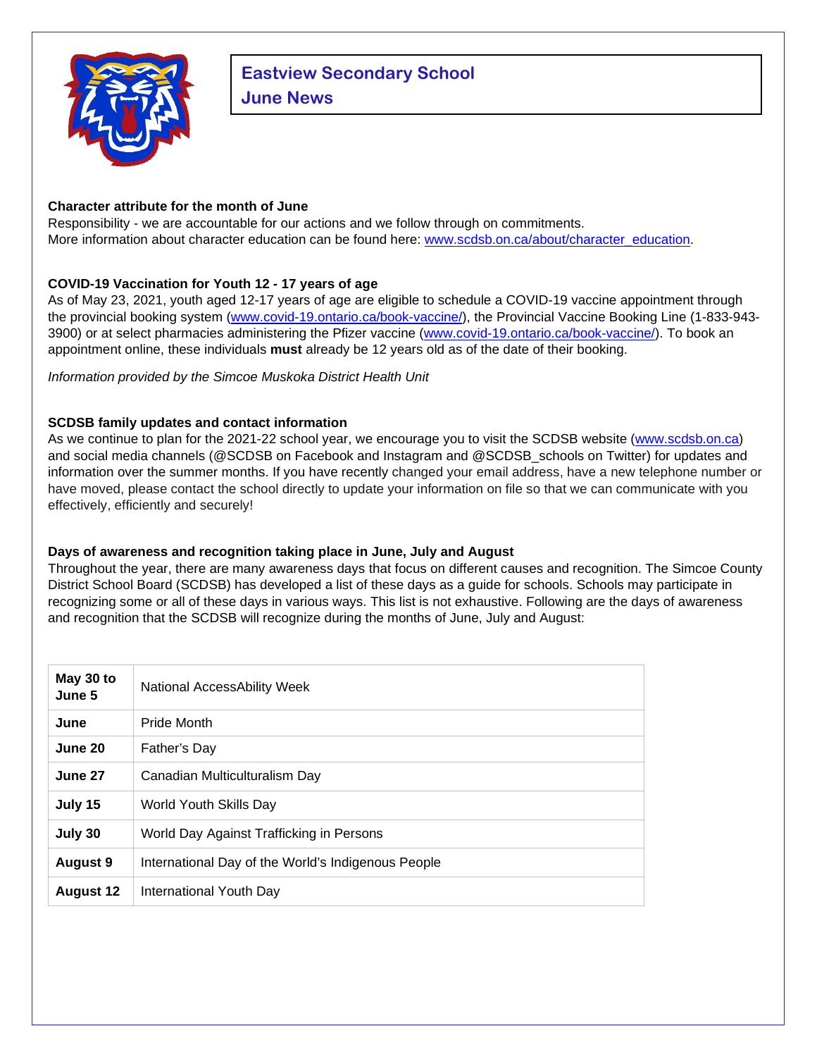# Eastview Secondary School
## June News

**Character attribute for the month of June**

Responsibility - we are accountable for our actions and we follow through on commitments.
More information about character education can be found here: www.scdsb.on.ca/about/character_education.

**COVID-19 Vaccination for Youth 12 - 17 years of age**

As of May 23, 2021, youth aged 12-17 years of age are eligible to schedule a COVID-19 vaccine appointment through the provincial booking system (www.covid-19.ontario.ca/book-vaccine/), the Provincial Vaccine Booking Line (1-833-943-3900) or at select pharmacies administering the Pfizer vaccine (www.covid-19.ontario.ca/book-vaccine/). To book an appointment online, these individuals **must** already be 12 years old as of the date of their booking.

*Information provided by the Simcoe Muskoka District Health Unit*

**SCDSB family updates and contact information**

As we continue to plan for the 2021-22 school year, we encourage you to visit the SCDSB website (www.scdsb.on.ca) and social media channels (@SCDSB on Facebook and Instagram and @SCDSB_schools on Twitter) for updates and information over the summer months. If you have recently changed your email address, have a new telephone number or have moved, please contact the school directly to update your information on file so that we can communicate with you effectively, efficiently and securely!

**Days of awareness and recognition taking place in June, July and August**

Throughout the year, there are many awareness days that focus on different causes and recognition. The Simcoe County District School Board (SCDSB) has developed a list of these days as a guide for schools. Schools may participate in recognizing some or all of these days in various ways. This list is not exhaustive. Following are the days of awareness and recognition that the SCDSB will recognize during the months of June, July and August:

| Date | Observance |
|---|---|
| **May 30 to June 5** | National AccessAbility Week |
| **June** | Pride Month |
| **June 20** | Father's Day |
| **June 27** | Canadian Multiculturalism Day |
| **July 15** | World Youth Skills Day |
| **July 30** | World Day Against Trafficking in Persons |
| **August 9** | International Day of the World's Indigenous People |
| **August 12** | International Youth Day |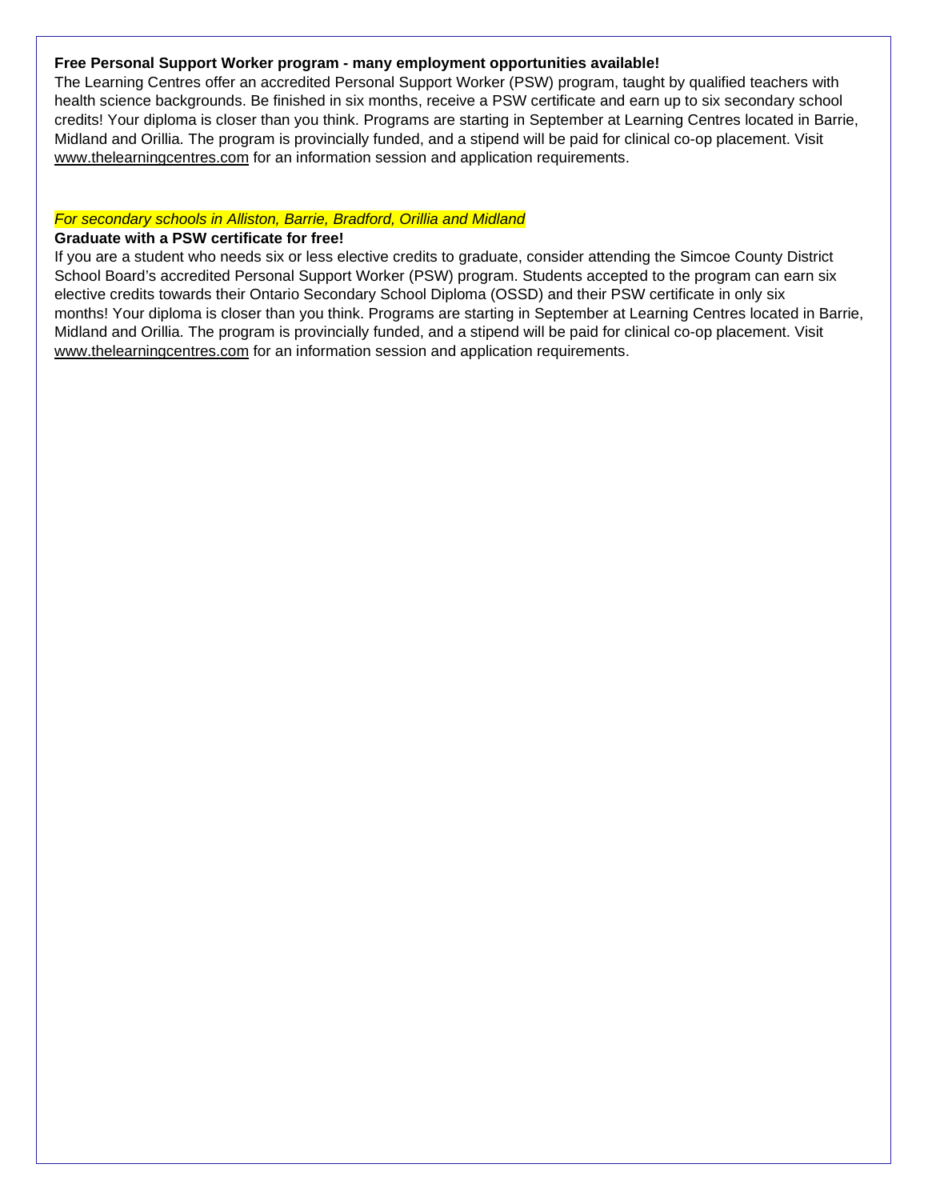**Free Personal Support Worker program - many employment opportunities available!**

The Learning Centres offer an accredited Personal Support Worker (PSW) program, taught by qualified teachers with health science backgrounds. Be finished in six months, receive a PSW certificate and earn up to six secondary school credits! Your diploma is closer than you think. Programs are starting in September at Learning Centres located in Barrie, Midland and Orillia. The program is provincially funded, and a stipend will be paid for clinical co-op placement. Visit www.thelearningcentres.com for an information session and application requirements.

*For secondary schools in Alliston, Barrie, Bradford, Orillia and Midland*

**Graduate with a PSW certificate for free!**

If you are a student who needs six or less elective credits to graduate, consider attending the Simcoe County District School Board's accredited Personal Support Worker (PSW) program. Students accepted to the program can earn six elective credits towards their Ontario Secondary School Diploma (OSSD) and their PSW certificate in only six months! Your diploma is closer than you think. Programs are starting in September at Learning Centres located in Barrie, Midland and Orillia. The program is provincially funded, and a stipend will be paid for clinical co-op placement. Visit www.thelearningcentres.com for an information session and application requirements.